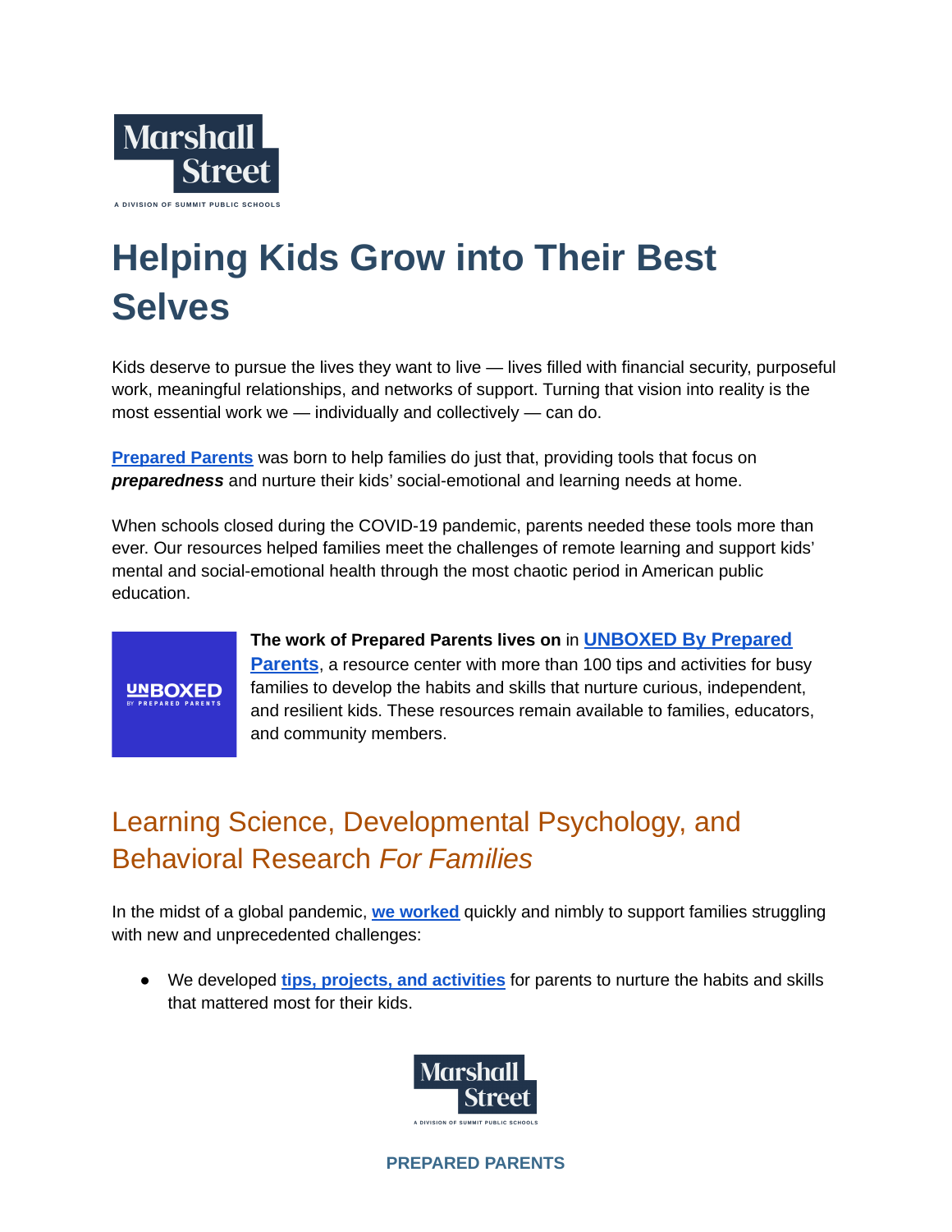Marshall Street

A DIVISION OF SUMMIT PUBLIC SCHOOLS

# Helping Kids Grow into Their Best Selves

Kids deserve to pursue the lives they want to live — lives filled with financial security, purposeful work, meaningful relationships, and networks of support. Turning that vision into reality is the most essential work we — individually and collectively — can do.

**Prepared Parents** was born to help families do just that, providing tools that focus on ***preparedness*** and nurture their kids' social-emotional and learning needs at home.

When schools closed during the COVID-19 pandemic, parents needed these tools more than ever. Our resources helped families meet the challenges of remote learning and support kids' mental and social-emotional health through the most chaotic period in American public education.

UNBOXED BY PREPARED PARENTS

**The work of Prepared Parents lives on** in **UNBOXED By Prepared Parents**, a resource center with more than 100 tips and activities for busy families to develop the habits and skills that nurture curious, independent, and resilient kids. These resources remain available to families, educators, and community members.

## Learning Science, Developmental Psychology, and Behavioral Research *For Families*

In the midst of a global pandemic, **we worked** quickly and nimbly to support families struggling with new and unprecedented challenges:

- We developed **tips, projects, and activities** for parents to nurture the habits and skills that mattered most for their kids.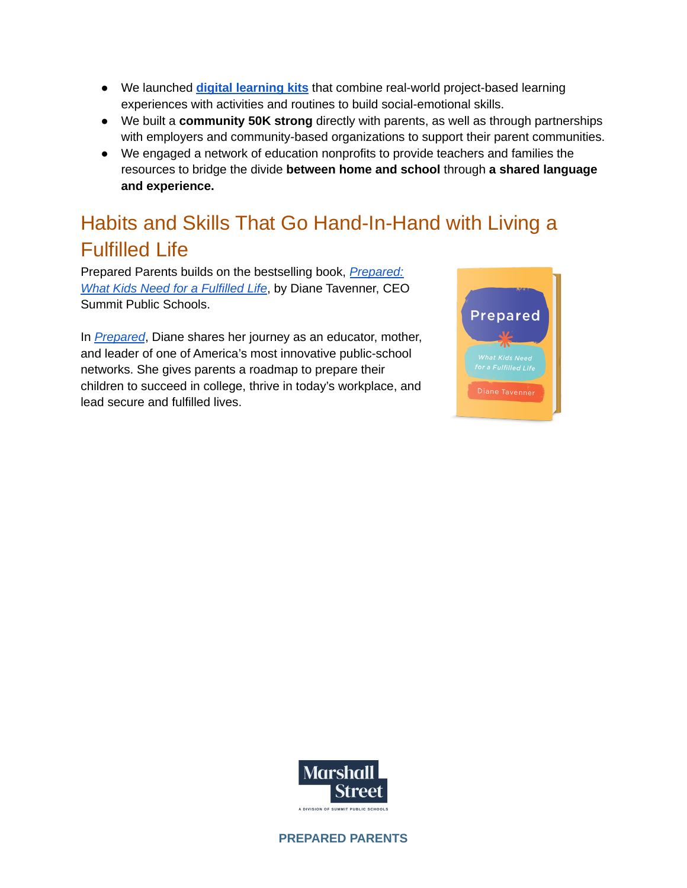- We launched **[digital learning kits]()** that combine real-world project-based learning experiences with activities and routines to build social-emotional skills.
- We built a **community 50K strong** directly with parents, as well as through partnerships with employers and community-based organizations to support their parent communities.
- We engaged a network of education nonprofits to provide teachers and families the resources to bridge the divide **between home and school** through **a shared language and experience.**

## Habits and Skills That Go Hand-In-Hand with Living a Fulfilled Life

Prepared Parents builds on the bestselling book, *Prepared: What Kids Need for a Fulfilled Life*, by Diane Tavenner, CEO Summit Public Schools.

In *Prepared*, Diane shares her journey as an educator, mother, and leader of one of America's most innovative public-school networks. She gives parents a roadmap to prepare their children to succeed in college, thrive in today's workplace, and lead secure and fulfilled lives.

Marshall Street

A DIVISION OF SUMMIT PUBLIC SCHOOLS

**PREPARED PARENTS**